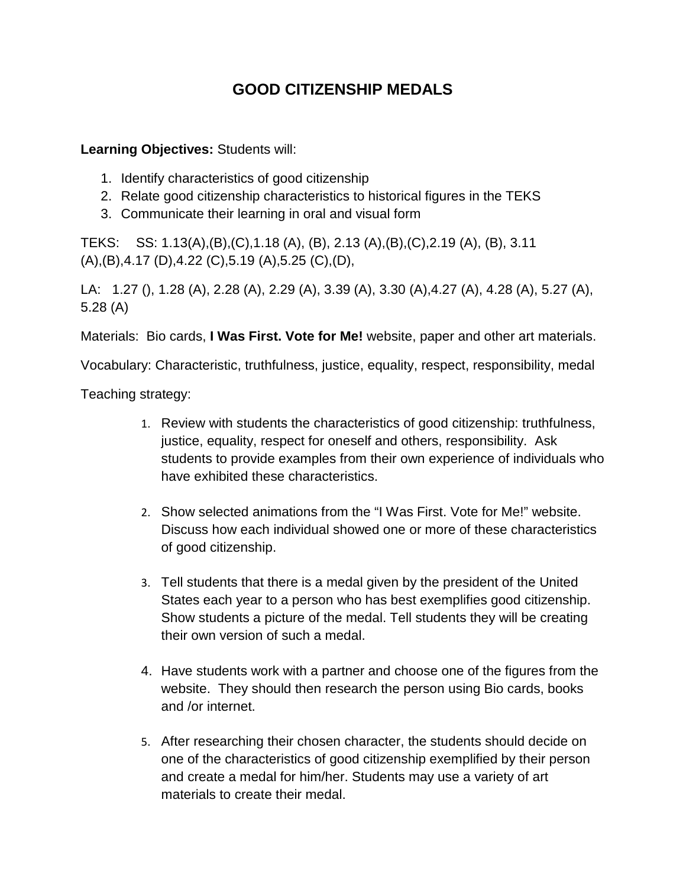# GOOD CITIZENSHIP MEDALS

**Learning Objectives:** Students will:

1. Identify characteristics of good citizenship
2. Relate good citizenship characteristics to historical figures in the TEKS
3. Communicate their learning in oral and visual form

TEKS: SS: 1.13(A),(B),(C),1.18 (A), (B), 2.13 (A),(B),(C),2.19 (A), (B), 3.11 (A),(B),4.17 (D),4.22 (C),5.19 (A),5.25 (C),(D),

LA: 1.27 (), 1.28 (A), 2.28 (A), 2.29 (A), 3.39 (A), 3.30 (A),4.27 (A), 4.28 (A), 5.27 (A), 5.28 (A)

Materials: Bio cards, **I Was First. Vote for Me!** website, paper and other art materials.

Vocabulary: Characteristic, truthfulness, justice, equality, respect, responsibility, medal

Teaching strategy:

1. Review with students the characteristics of good citizenship: truthfulness, justice, equality, respect for oneself and others, responsibility. Ask students to provide examples from their own experience of individuals who have exhibited these characteristics.

2. Show selected animations from the "I Was First. Vote for Me!" website. Discuss how each individual showed one or more of these characteristics of good citizenship.

3. Tell students that there is a medal given by the president of the United States each year to a person who has best exemplifies good citizenship. Show students a picture of the medal. Tell students they will be creating their own version of such a medal.

4. Have students work with a partner and choose one of the figures from the website. They should then research the person using Bio cards, books and /or internet.

5. After researching their chosen character, the students should decide on one of the characteristics of good citizenship exemplified by their person and create a medal for him/her. Students may use a variety of art materials to create their medal.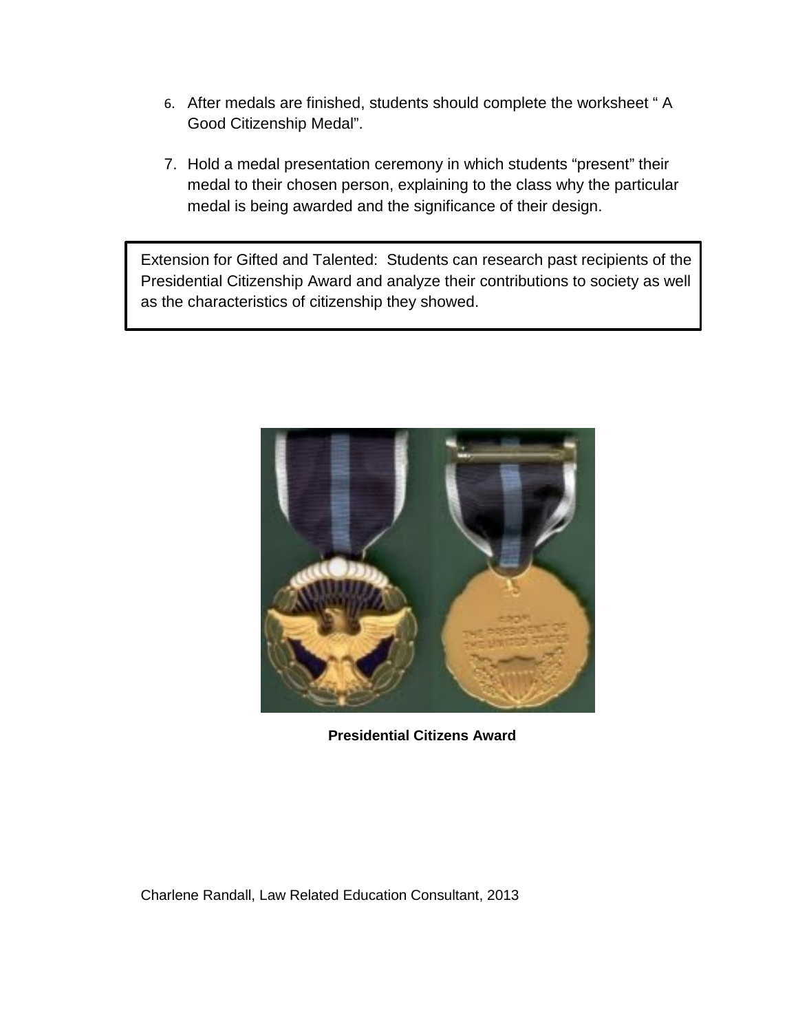6. After medals are finished, students should complete the worksheet " A Good Citizenship Medal".

7. Hold a medal presentation ceremony in which students "present" their medal to their chosen person, explaining to the class why the particular medal is being awarded and the significance of their design.

Extension for Gifted and Talented: Students can research past recipients of the Presidential Citizenship Award and analyze their contributions to society as well as the characteristics of citizenship they showed.

**Presidential Citizens Award**

Charlene Randall, Law Related Education Consultant, 2013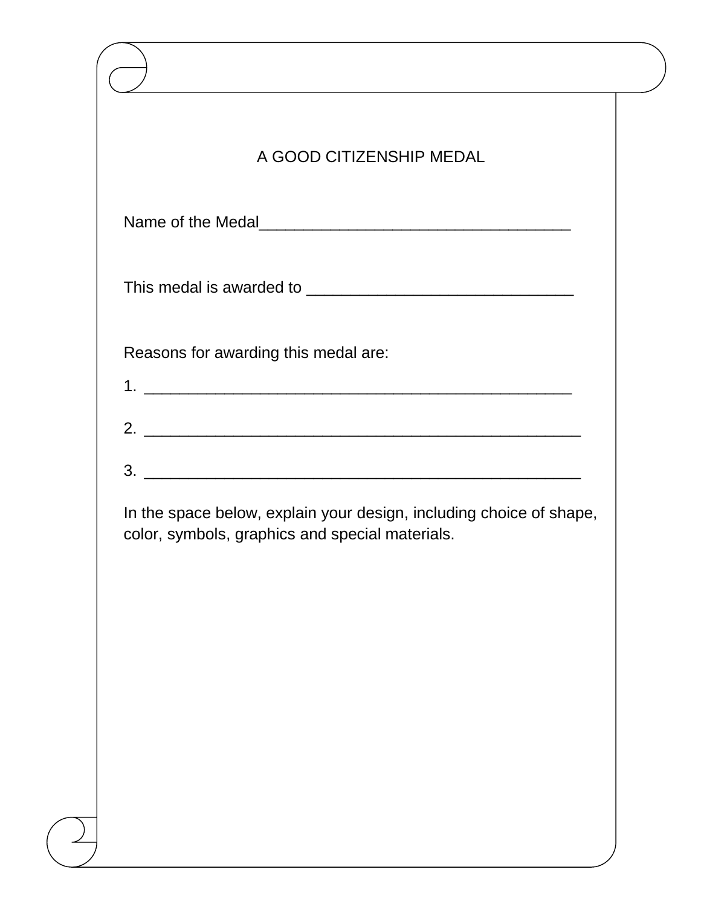# A GOOD CITIZENSHIP MEDAL

Name of the Medal___________________________________

This medal is awarded to ______________________________

Reasons for awarding this medal are:

1. ________________________________________________

2. _________________________________________________

3. _________________________________________________

In the space below, explain your design, including choice of shape, color, symbols, graphics and special materials.